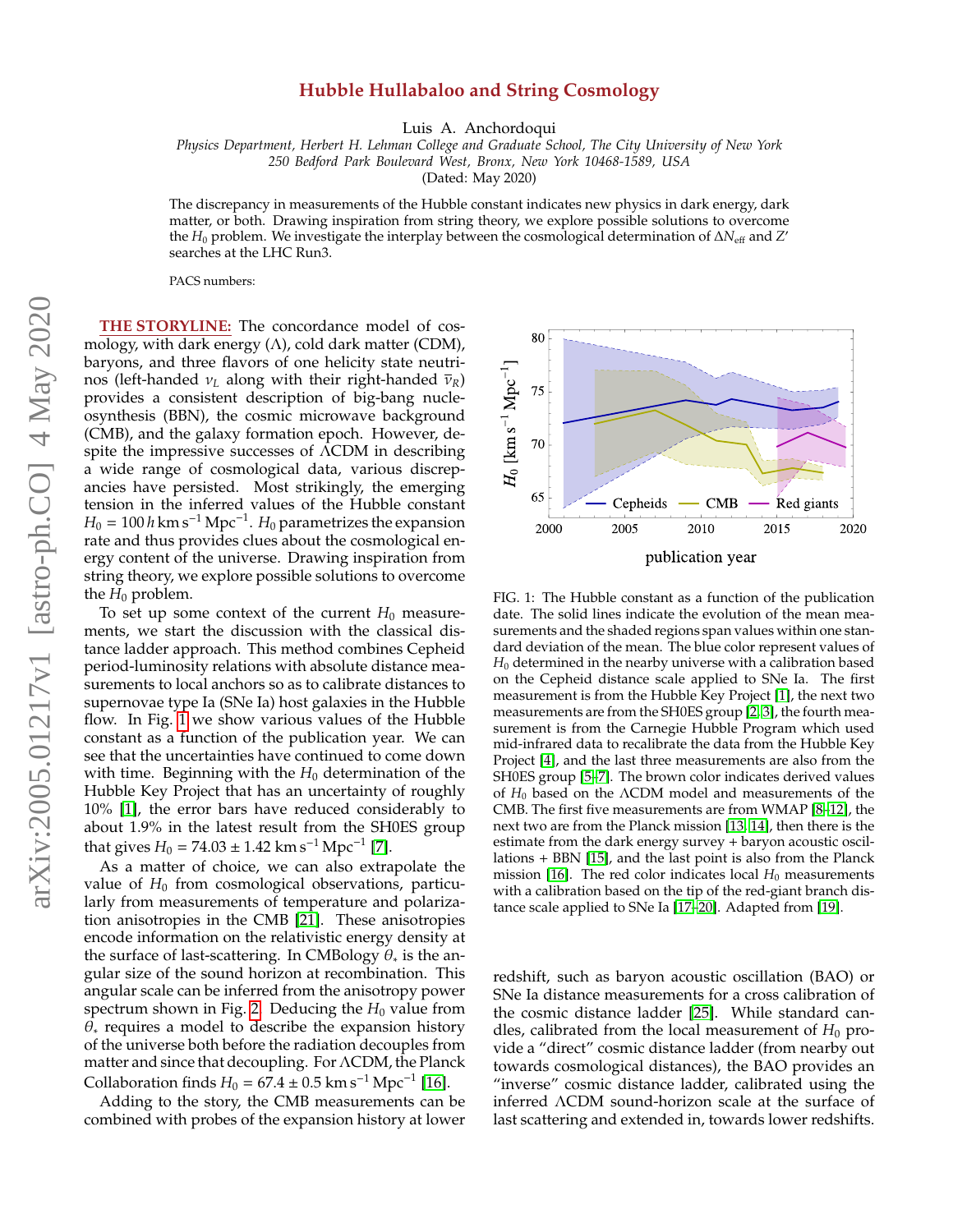# Hubble Hullabaloo and String Cosmology

Luis A. Anchordoqui

*Physics Department, Herbert H. Lehman College and Graduate School, The City University of New York*
*250 Bedford Park Boulevard West, Bronx, New York 10468-1589, USA*
(Dated: May 2020)

The discrepancy in measurements of the Hubble constant indicates new physics in dark energy, dark matter, or both. Drawing inspiration from string theory, we explore possible solutions to overcome the $H_0$ problem. We investigate the interplay between the cosmological determination of $\Delta N_{\rm eff}$ and $Z'$ searches at the LHC Run3.

PACS numbers:

**THE STORYLINE:** The concordance model of cosmology, with dark energy ($\Lambda$), cold dark matter (CDM), baryons, and three flavors of one helicity state neutrinos (left-handed $\nu_L$ along with their right-handed $\bar{\nu}_R$) provides a consistent description of big-bang nucleosynthesis (BBN), the cosmic microwave background (CMB), and the galaxy formation epoch. However, despite the impressive successes of $\Lambda$CDM in describing a wide range of cosmological data, various discrepancies have persisted. Most strikingly, the emerging tension in the inferred values of the Hubble constant $H_0 = 100\,h\,{\rm km\,s^{-1}\,Mpc^{-1}}$. $H_0$ parametrizes the expansion rate and thus provides clues about the cosmological energy content of the universe. Drawing inspiration from string theory, we explore possible solutions to overcome the $H_0$ problem.

To set up some context of the current $H_0$ measurements, we start the discussion with the classical distance ladder approach. This method combines Cepheid period-luminosity relations with absolute distance measurements to local anchors so as to calibrate distances to supernovae type Ia (SNe Ia) host galaxies in the Hubble flow. In Fig. 1 we show various values of the Hubble constant as a function of the publication year. We can see that the uncertainties have continued to come down with time. Beginning with the $H_0$ determination of the Hubble Key Project that has an uncertainty of roughly 10% [1], the error bars have reduced considerably to about 1.9% in the latest result from the SH0ES group that gives $H_0 = 74.03 \pm 1.42\,{\rm km\,s^{-1}\,Mpc^{-1}}$ [7].

As a matter of choice, we can also extrapolate the value of $H_0$ from cosmological observations, particularly from measurements of temperature and polarization anisotropies in the CMB [21]. These anisotropies encode information on the relativistic energy density at the surface of last-scattering. In CMBology $\theta_*$ is the angular size of the sound horizon at recombination. This angular scale can be inferred from the anisotropy power spectrum shown in Fig. 2. Deducing the $H_0$ value from $\theta_*$ requires a model to describe the expansion history of the universe both before the radiation decouples from matter and since that decoupling. For $\Lambda$CDM, the Planck Collaboration finds $H_0 = 67.4 \pm 0.5\,{\rm km\,s^{-1}\,Mpc^{-1}}$ [16].

Adding to the story, the CMB measurements can be combined with probes of the expansion history at lower redshift, such as baryon acoustic oscillation (BAO) or SNe Ia distance measurements for a cross calibration of the cosmic distance ladder [25]. While standard candles, calibrated from the local measurement of $H_0$ provide a "direct" cosmic distance ladder (from nearby out towards cosmological distances), the BAO provides an "inverse" cosmic distance ladder, calibrated using the inferred $\Lambda$CDM sound-horizon scale at the surface of last scattering and extended in, towards lower redshifts.

$H_0$ [km s$^{-1}$ Mpc$^{-1}$]
80
75
70
65
2000 2005 2010 2015 2020
publication year
Cepheids CMB Red giants

FIG. 1: The Hubble constant as a function of the publication date. The solid lines indicate the evolution of the mean measurements and the shaded regions span values within one standard deviation of the mean. The blue color represent values of $H_0$ determined in the nearby universe with a calibration based on the Cepheid distance scale applied to SNe Ia. The first measurement is from the Hubble Key Project [1], the next two measurements are from the SH0ES group [2, 3], the fourth measurement is from the Carnegie Hubble Program which used mid-infrared data to recalibrate the data from the Hubble Key Project [4], and the last three measurements are also from the SH0ES group [5–7]. The brown color indicates derived values of $H_0$ based on the $\Lambda$CDM model and measurements of the CMB. The first five measurements are from WMAP [8–12], the next two are from the Planck mission [13, 14], then there is the estimate from the dark energy survey + baryon acoustic oscillations + BBN [15], and the last point is also from the Planck mission [16]. The red color indicates local $H_0$ measurements with a calibration based on the tip of the red-giant branch distance scale applied to SNe Ia [17–20]. Adapted from [19].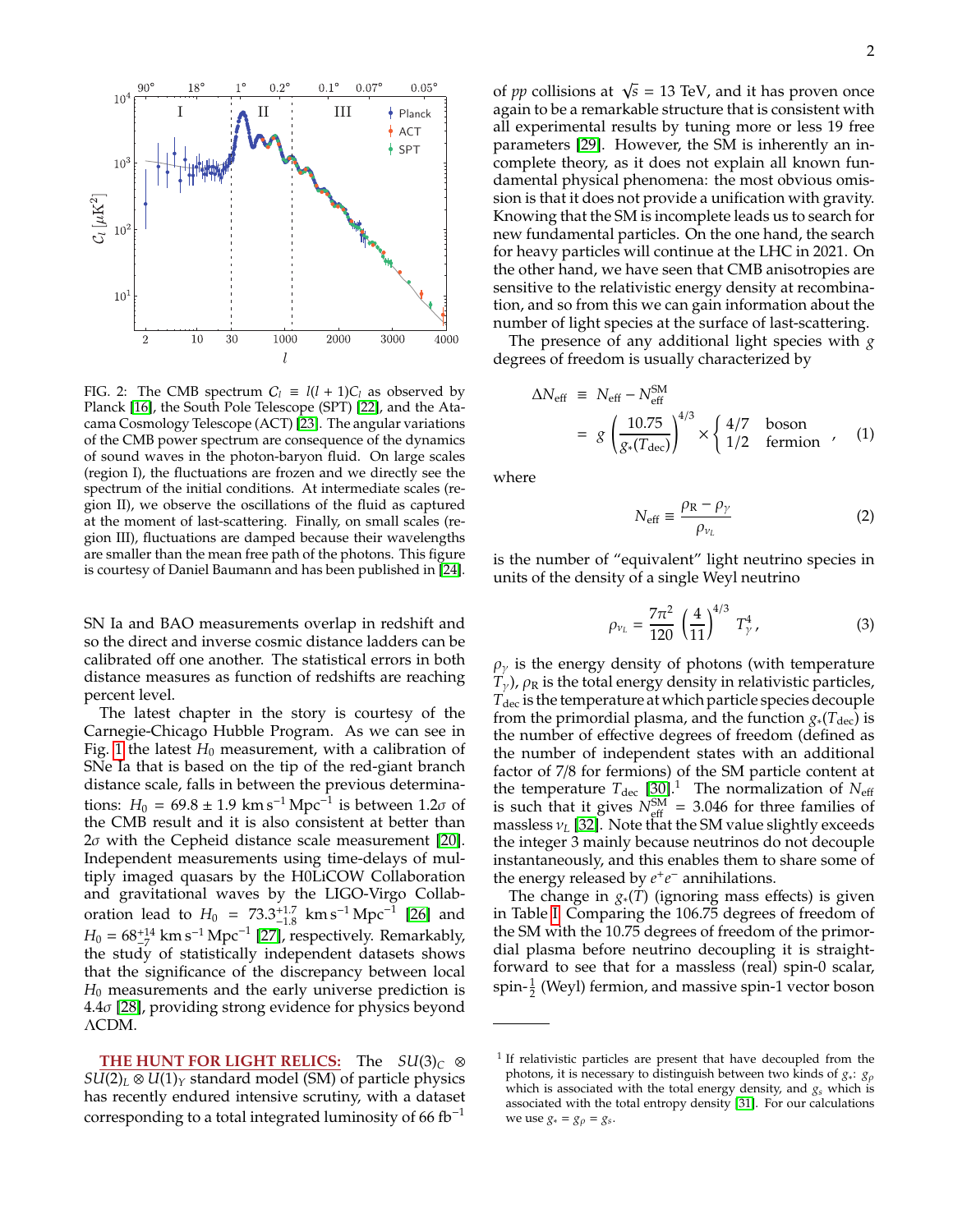90°
18°
1°
0.2°
0.1°
0.07°
0.05°

$10^4$
$10^3$
$10^2$
$10^1$

I
II
III

Planck
ACT
SPT

$C_l$ [$\mu$K$^2$]

2
10
30
1000
2000
3000
4000

$l$

FIG. 2: The CMB spectrum $\mathcal{C}_l \equiv l(l+1)C_l$ as observed by Planck [16], the South Pole Telescope (SPT) [22], and the Atacama Cosmology Telescope (ACT) [23]. The angular variations of the CMB power spectrum are consequence of the dynamics of sound waves in the photon-baryon fluid. On large scales (region I), the fluctuations are frozen and we directly see the spectrum of the initial conditions. At intermediate scales (region II), we observe the oscillations of the fluid as captured at the moment of last-scattering. Finally, on small scales (region III), fluctuations are damped because their wavelengths are smaller than the mean free path of the photons. This figure is courtesy of Daniel Baumann and has been published in [24].

SN Ia and BAO measurements overlap in redshift and so the direct and inverse cosmic distance ladders can be calibrated off one another. The statistical errors in both distance measures as function of redshifts are reaching percent level.

The latest chapter in the story is courtesy of the Carnegie-Chicago Hubble Program. As we can see in Fig. 1 the latest $H_0$ measurement, with a calibration of SNe Ia that is based on the tip of the red-giant branch distance scale, falls in between the previous determinations: $H_0 = 69.8 \pm 1.9$ km s$^{-1}$ Mpc$^{-1}$ is between $1.2\sigma$ of the CMB result and it is also consistent at better than $2\sigma$ with the Cepheid distance scale measurement [20]. Independent measurements using time-delays of multiply imaged quasars by the H0LiCOW Collaboration and gravitational waves by the LIGO-Virgo Collaboration lead to $H_0 = 73.3^{+1.7}_{-1.8}$ km s$^{-1}$ Mpc$^{-1}$ [26] and $H_0 = 68^{+14}_{-7}$ km s$^{-1}$ Mpc$^{-1}$ [27], respectively. Remarkably, the study of statistically independent datasets shows that the significance of the discrepancy between local $H_0$ measurements and the early universe prediction is $4.4\sigma$ [28], providing strong evidence for physics beyond $\Lambda$CDM.

**THE HUNT FOR LIGHT RELICS:** The $SU(3)_C \otimes SU(2)_L \otimes U(1)_Y$ standard model (SM) of particle physics has recently endured intensive scrutiny, with a dataset corresponding to a total integrated luminosity of 66 fb$^{-1}$ of $pp$ collisions at $\sqrt{s} = 13$ TeV, and it has proven once again to be a remarkable structure that is consistent with all experimental results by tuning more or less 19 free parameters [29]. However, the SM is inherently an incomplete theory, as it does not explain all known fundamental physical phenomena: the most obvious omission is that it does not provide a unification with gravity. Knowing that the SM is incomplete leads us to search for new fundamental particles. On the one hand, the search for heavy particles will continue at the LHC in 2021. On the other hand, we have seen that CMB anisotropies are sensitive to the relativistic energy density at recombination, and so from this we can gain information about the number of light species at the surface of last-scattering.

The presence of any additional light species with $g$ degrees of freedom is usually characterized by

$$\Delta N_{\rm eff} \equiv N_{\rm eff} - N_{\rm eff}^{\rm SM} = g \left(\frac{10.75}{g_*(T_{\rm dec})}\right)^{4/3} \times \begin{cases} 4/7 & \text{boson} \\ 1/2 & \text{fermion} \end{cases}, \quad (1)$$

where

$$N_{\rm eff} \equiv \frac{\rho_{\rm R} - \rho_\gamma}{\rho_{\nu_L}} \quad (2)$$

is the number of "equivalent" light neutrino species in units of the density of a single Weyl neutrino

$$\rho_{\nu_L} = \frac{7\pi^2}{120} \left(\frac{4}{11}\right)^{4/3} T_\gamma^4, \quad (3)$$

$\rho_\gamma$ is the energy density of photons (with temperature $T_\gamma$), $\rho_{\rm R}$ is the total energy density in relativistic particles, $T_{\rm dec}$ is the temperature at which particle species decouple from the primordial plasma, and the function $g_*(T_{\rm dec})$ is the number of effective degrees of freedom (defined as the number of independent states with an additional factor of 7/8 for fermions) of the SM particle content at the temperature $T_{\rm dec}$ [30].[1] The normalization of $N_{\rm eff}$ is such that it gives $N_{\rm eff}^{\rm SM} = 3.046$ for three families of massless $\nu_L$ [32]. Note that the SM value slightly exceeds the integer 3 mainly because neutrinos do not decouple instantaneously, and this enables them to share some of the energy released by $e^+e^-$ annihilations.

The change in $g_*(T)$ (ignoring mass effects) is given in Table I. Comparing the 106.75 degrees of freedom of the SM with the 10.75 degrees of freedom of the primordial plasma before neutrino decoupling it is straightforward to see that for a massless (real) spin-0 scalar, spin-$\frac{1}{2}$ (Weyl) fermion, and massive spin-1 vector boson

[1] If relativistic particles are present that have decoupled from the photons, it is necessary to distinguish between two kinds of $g_*$: $g_\rho$ which is associated with the total energy density, and $g_s$ which is associated with the total entropy density [31]. For our calculations we use $g_* = g_\rho = g_s$.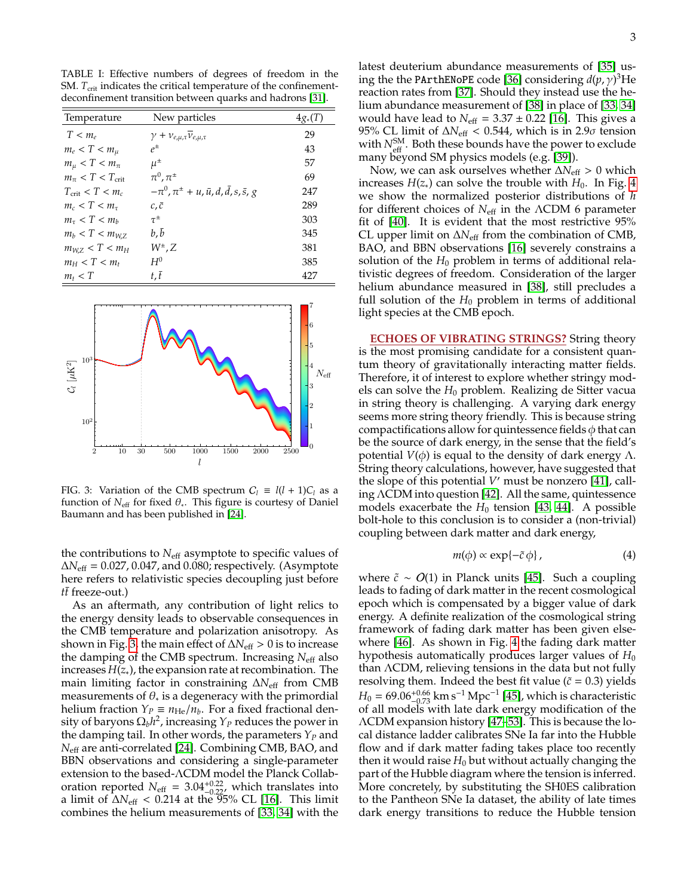TABLE I: Effective numbers of degrees of freedom in the SM. $T_{\rm crit}$ indicates the critical temperature of the confinement-deconfinement transition between quarks and hadrons [31].

| Temperature | New particles | $4g_*(T)$ |
|---|---|---|
| $T < m_e$ | $\gamma + \nu_{e,\mu,\tau}\overline{\nu}_{e,\mu,\tau}$ | 29 |
| $m_e < T < m_\mu$ | $e^\pm$ | 43 |
| $m_\mu < T < m_\pi$ | $\mu^\pm$ | 57 |
| $m_\pi < T < T_{\rm crit}$ | $\pi^0, \pi^\pm$ | 69 |
| $T_{\rm crit} < T < m_c$ | $-\pi^0, \pi^\pm + u, \bar{u}, d, \bar{d}, s, \bar{s}, g$ | 247 |
| $m_c < T < m_\tau$ | $c, \bar{c}$ | 289 |
| $m_\tau < T < m_b$ | $\tau^\pm$ | 303 |
| $m_b < T < m_{W,Z}$ | $b, \bar{b}$ | 345 |
| $m_{W,Z} < T < m_H$ | $W^\pm, Z$ | 381 |
| $m_H < T < m_t$ | $H^0$ | 385 |
| $m_t < T$ | $t, \bar{t}$ | 427 |

$C_l$ [$\mu$K$^2$]
$10^3$
$10^2$
2 10 30 500 1000 1500 2000 2500
$l$
$N_{\rm eff}$
0 1 2 3 4 5 6 7

FIG. 3: Variation of the CMB spectrum $\mathcal{C}_l \equiv l(l+1)C_l$ as a function of $N_{\rm eff}$ for fixed $\theta_*$. This figure is courtesy of Daniel Baumann and has been published in [24].

the contributions to $N_{\rm eff}$ asymptote to specific values of $\Delta N_{\rm eff} = 0.027, 0.047$, and $0.080$; respectively. (Asymptote here refers to relativistic species decoupling just before $t\bar{t}$ freeze-out.)

As an aftermath, any contribution of light relics to the energy density leads to observable consequences in the CMB temperature and polarization anisotropy. As shown in Fig. 3, the main effect of $\Delta N_{\rm eff} > 0$ is to increase the damping of the CMB spectrum. Increasing $N_{\rm eff}$ also increases $H(z_*)$, the expansion rate at recombination. The main limiting factor in constraining $\Delta N_{\rm eff}$ from CMB measurements of $\theta_*$ is a degeneracy with the primordial helium fraction $Y_P \equiv n_{\rm He}/n_b$. For a fixed fractional density of baryons $\Omega_b h^2$, increasing $Y_P$ reduces the power in the damping tail. In other words, the parameters $Y_P$ and $N_{\rm eff}$ are anti-correlated [24]. Combining CMB, BAO, and BBN observations and considering a single-parameter extension to the based-ΛCDM model the Planck Collaboration reported $N_{\rm eff} = 3.04^{+0.22}_{-0.22}$, which translates into a limit of $\Delta N_{\rm eff} < 0.214$ at the 95% CL [16]. This limit combines the helium measurements of [33, 34] with the latest deuterium abundance measurements of [35] using the the `PArthENoPE` code [36] considering $d(p,\gamma)^3$He reaction rates from [37]. Should they instead use the helium abundance measurement of [38] in place of [33, 34] would have lead to $N_{\rm eff} = 3.37 \pm 0.22$ [16]. This gives a 95% CL limit of $\Delta N_{\rm eff} < 0.544$, which is in $2.9\sigma$ tension with $N_{\rm eff}^{\rm SM}$. Both these bounds have the power to exclude many beyond SM physics models (e.g. [39]).

Now, we can ask ourselves whether $\Delta N_{\rm eff} > 0$ which increases $H(z_*)$ can solve the trouble with $H_0$. In Fig. 4 we show the normalized posterior distributions of $h$ for different choices of $N_{\rm eff}$ in the ΛCDM 6 parameter fit of [40]. It is evident that the most restrictive 95% CL upper limit on $\Delta N_{\rm eff}$ from the combination of CMB, BAO, and BBN observations [16] severely constrains a solution of the $H_0$ problem in terms of additional relativistic degrees of freedom. Consideration of the larger helium abundance measured in [38], still precludes a full solution of the $H_0$ problem in terms of additional light species at the CMB epoch.

**ECHOES OF VIBRATING STRINGS?** String theory is the most promising candidate for a consistent quantum theory of gravitationally interacting matter fields. Therefore, it of interest to explore whether stringy models can solve the $H_0$ problem. Realizing de Sitter vacua in string theory is challenging. A varying dark energy seems more string theory friendly. This is because string compactifications allow for quintessence fields $\phi$ that can be the source of dark energy, in the sense that the field's potential $V(\phi)$ is equal to the density of dark energy Λ. String theory calculations, however, have suggested that the slope of this potential $V'$ must be nonzero [41], calling ΛCDM into question [42]. All the same, quintessence models exacerbate the $H_0$ tension [43, 44]. A possible bolt-hole to this conclusion is to consider a (non-trivial) coupling between dark matter and dark energy,

$$m(\phi) \propto \exp\{-\tilde{c}\,\phi\}\,, \tag{4}$$

where $\tilde{c} \sim \mathcal{O}(1)$ in Planck units [45]. Such a coupling leads to fading of dark matter in the recent cosmological epoch which is compensated by a bigger value of dark energy. A definite realization of the cosmological string framework of fading dark matter has been given elsewhere [46]. As shown in Fig. 4 the fading dark matter hypothesis automatically produces larger values of $H_0$ than ΛCDM, relieving tensions in the data but not fully resolving them. Indeed the best fit value ($\tilde{c} = 0.3$) yields $H_0 = 69.06^{+0.66}_{-0.73}$ km s$^{-1}$ Mpc$^{-1}$ [45], which is characteristic of all models with late dark energy modification of the ΛCDM expansion history [47–53]. This is because the local distance ladder calibrates SNe Ia far into the Hubble flow and if dark matter fading takes place too recently then it would raise $H_0$ but without actually changing the part of the Hubble diagram where the tension is inferred. More concretely, by substituting the SH0ES calibration to the Pantheon SNe Ia dataset, the ability of late times dark energy transitions to reduce the Hubble tension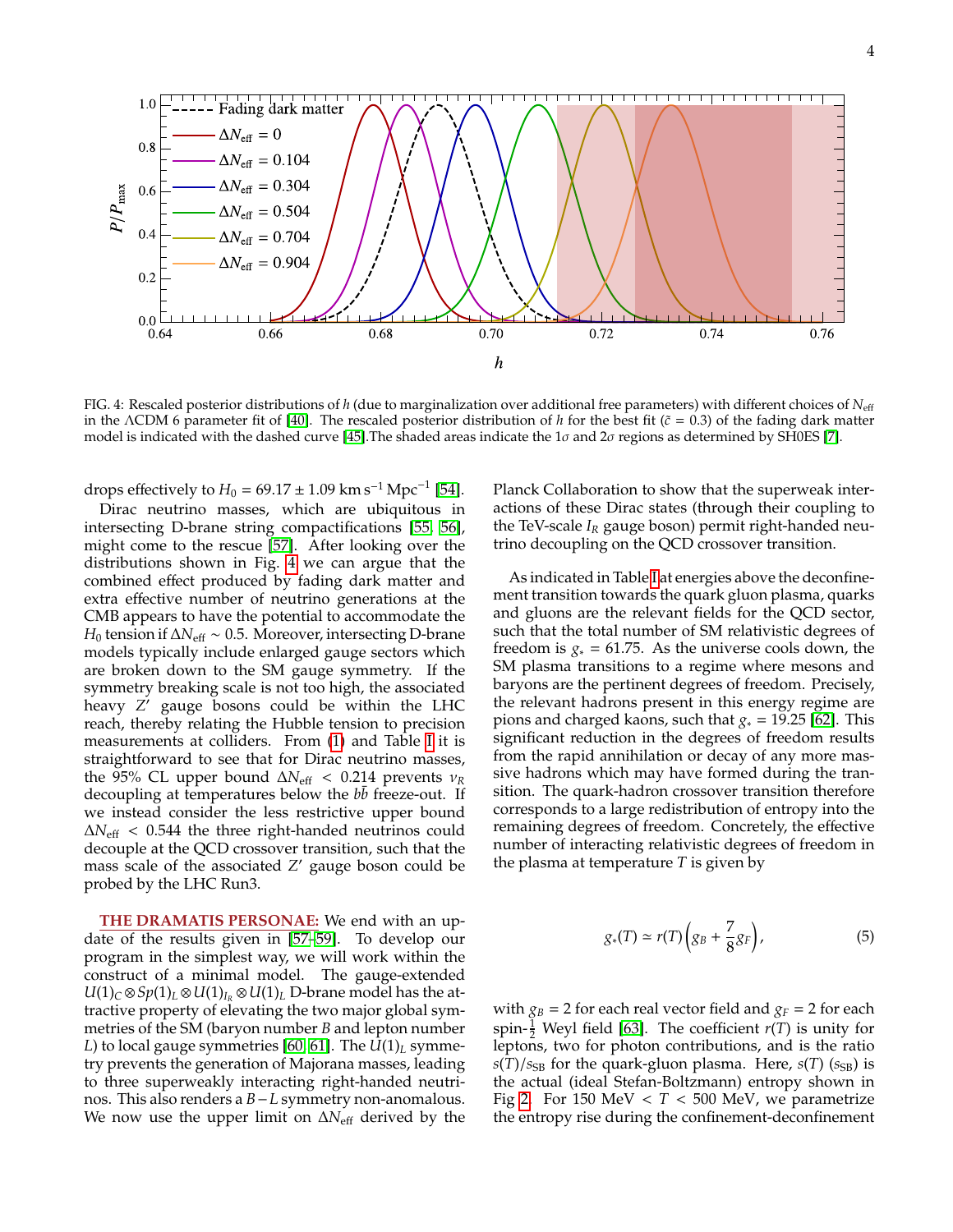P/P_max

1.0
0.8
0.6
0.4
0.2
0.0

Fading dark matter
$\Delta N_{\rm eff} = 0$
$\Delta N_{\rm eff} = 0.104$
$\Delta N_{\rm eff} = 0.304$
$\Delta N_{\rm eff} = 0.504$
$\Delta N_{\rm eff} = 0.704$
$\Delta N_{\rm eff} = 0.904$

0.64 0.66 0.68 0.70 0.72 0.74 0.76

$h$

FIG. 4: Rescaled posterior distributions of $h$ (due to marginalization over additional free parameters) with different choices of $N_{\rm eff}$ in the ΛCDM 6 parameter fit of [40]. The rescaled posterior distribution of $h$ for the best fit ($\tilde{c} = 0.3$) of the fading dark matter model is indicated with the dashed curve [45].The shaded areas indicate the $1\sigma$ and $2\sigma$ regions as determined by SH0ES [7].

drops effectively to $H_0 = 69.17 \pm 1.09$ km s$^{-1}$ Mpc$^{-1}$ [54].

Dirac neutrino masses, which are ubiquitous in intersecting D-brane string compactifications [55, 56], might come to the rescue [57]. After looking over the distributions shown in Fig. 4 we can argue that the combined effect produced by fading dark matter and extra effective number of neutrino generations at the CMB appears to have the potential to accommodate the $H_0$ tension if $\Delta N_{\rm eff} \sim 0.5$. Moreover, intersecting D-brane models typically include enlarged gauge sectors which are broken down to the SM gauge symmetry. If the symmetry breaking scale is not too high, the associated heavy $Z'$ gauge bosons could be within the LHC reach, thereby relating the Hubble tension to precision measurements at colliders. From (1) and Table I it is straightforward to see that for Dirac neutrino masses, the 95% CL upper bound $\Delta N_{\rm eff} < 0.214$ prevents $\nu_R$ decoupling at temperatures below the $b\bar{b}$ freeze-out. If we instead consider the less restrictive upper bound $\Delta N_{\rm eff} < 0.544$ the three right-handed neutrinos could decouple at the QCD crossover transition, such that the mass scale of the associated $Z'$ gauge boson could be probed by the LHC Run3.

**THE DRAMATIS PERSONAE:** We end with an update of the results given in [57–59]. To develop our program in the simplest way, we will work within the construct of a minimal model. The gauge-extended $U(1)_C \otimes Sp(1)_L \otimes U(1)_{I_R} \otimes U(1)_L$ D-brane model has the attractive property of elevating the two major global symmetries of the SM (baryon number $B$ and lepton number $L$) to local gauge symmetries [60, 61]. The $U(1)_L$ symmetry prevents the generation of Majorana masses, leading to three superweakly interacting right-handed neutrinos. This also renders a $B-L$ symmetry non-anomalous. We now use the upper limit on $\Delta N_{\rm eff}$ derived by the Planck Collaboration to show that the superweak interactions of these Dirac states (through their coupling to the TeV-scale $I_R$ gauge boson) permit right-handed neutrino decoupling on the QCD crossover transition.

As indicated in Table I at energies above the deconfinement transition towards the quark gluon plasma, quarks and gluons are the relevant fields for the QCD sector, such that the total number of SM relativistic degrees of freedom is $g_* = 61.75$. As the universe cools down, the SM plasma transitions to a regime where mesons and baryons are the pertinent degrees of freedom. Precisely, the relevant hadrons present in this energy regime are pions and charged kaons, such that $g_* = 19.25$ [62]. This significant reduction in the degrees of freedom results from the rapid annihilation or decay of any more massive hadrons which may have formed during the transition. The quark-hadron crossover transition therefore corresponds to a large redistribution of entropy into the remaining degrees of freedom. Concretely, the effective number of interacting relativistic degrees of freedom in the plasma at temperature $T$ is given by

$$g_*(T) \simeq r(T) \left( g_B + \frac{7}{8} g_F \right), \tag{5}$$

with $g_B = 2$ for each real vector field and $g_F = 2$ for each spin-$\frac{1}{2}$ Weyl field [63]. The coefficient $r(T)$ is unity for leptons, two for photon contributions, and is the ratio $s(T)/s_{\rm SB}$ for the quark-gluon plasma. Here, $s(T)$ ($s_{\rm SB}$) is the actual (ideal Stefan-Boltzmann) entropy shown in Fig 2. For 150 MeV $< T <$ 500 MeV, we parametrize the entropy rise during the confinement-deconfinement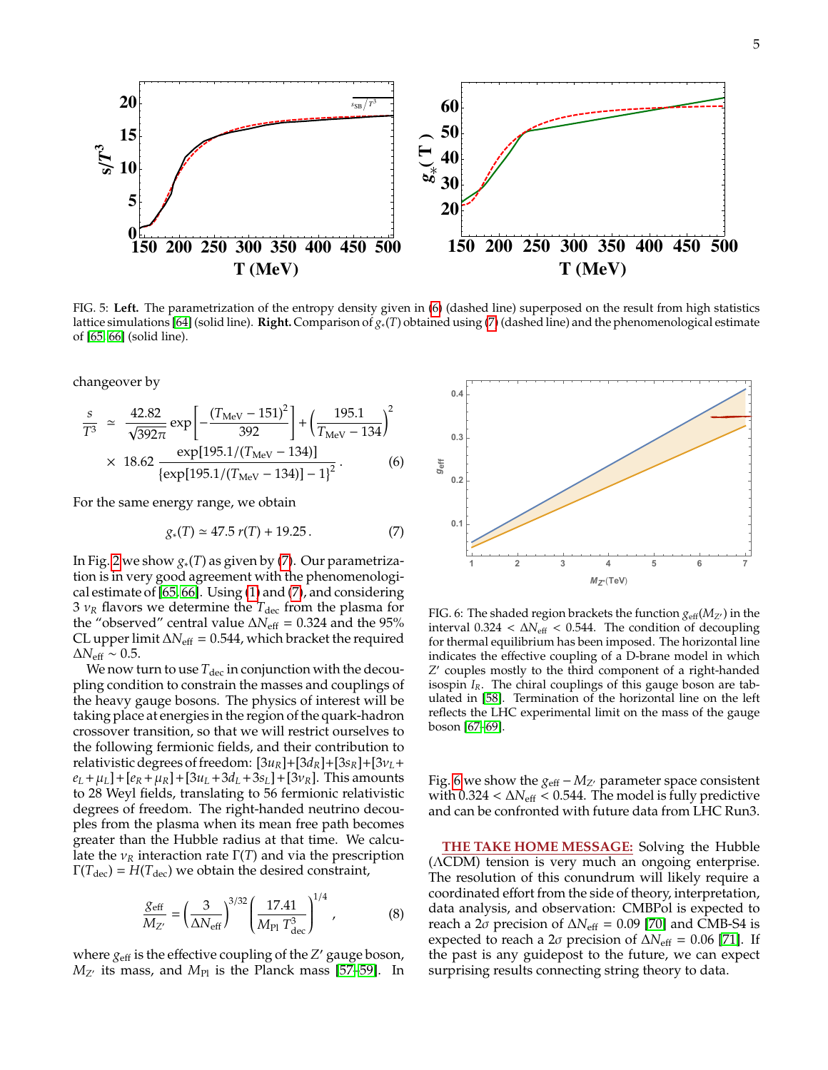150 200 250 300 350 400 450 500

T (MeV)

s/T$^3$

0 5 10 15 20

$s_{SB}/T^3$

150 200 250 300 350 400 450 500

T (MeV)

$g_*$(T)

20 30 40 50 60

FIG. 5: **Left.** The parametrization of the entropy density given in (6) (dashed line) superposed on the result from high statistics lattice simulations [64] (solid line). **Right.** Comparison of $g_*(T)$ obtained using (7) (dashed line) and the phenomenological estimate of [65, 66] (solid line).

changeover by

$$\frac{s}{T^3} \simeq \frac{42.82}{\sqrt{392\pi}} \exp\left[-\frac{(T_{\rm MeV}-151)^2}{392}\right] + \left(\frac{195.1}{T_{\rm MeV}-134}\right)^2 \times 18.62 \, \frac{\exp[195.1/(T_{\rm MeV}-134)]}{\{\exp[195.1/(T_{\rm MeV}-134)]-1\}^2} \,. \tag{6}$$

For the same energy range, we obtain

$$g_*(T) \simeq 47.5\, r(T) + 19.25 \,. \tag{7}$$

In Fig. 2 we show $g_*(T)$ as given by (7). Our parametrization is in very good agreement with the phenomenological estimate of [65, 66]. Using (1) and (7), and considering 3 $\nu_R$ flavors we determine the $T_{\rm dec}$ from the plasma for the "observed" central value $\Delta N_{\rm eff} = 0.324$ and the 95% CL upper limit $\Delta N_{\rm eff} = 0.544$, which bracket the required $\Delta N_{\rm eff} \sim 0.5$.

We now turn to use $T_{\rm dec}$ in conjunction with the decoupling condition to constrain the masses and couplings of the heavy gauge bosons. The physics of interest will be taking place at energies in the region of the quark-hadron crossover transition, so that we will restrict ourselves to the following fermionic fields, and their contribution to relativistic degrees of freedom: $[3u_R]+[3d_R]+[3s_R]+[3\nu_L+e_L+\mu_L]+[e_R+\mu_R]+[3u_L+3d_L+3s_L]+[3\nu_R]$. This amounts to 28 Weyl fields, translating to 56 fermionic relativistic degrees of freedom. The right-handed neutrino decouples from the plasma when its mean free path becomes greater than the Hubble radius at that time. We calculate the $\nu_R$ interaction rate $\Gamma(T)$ and via the prescription $\Gamma(T_{\rm dec}) = H(T_{\rm dec})$ we obtain the desired constraint,

$$\frac{g_{\rm eff}}{M_{Z'}} = \left(\frac{3}{\Delta N_{\rm eff}}\right)^{3/32} \left(\frac{17.41}{M_{\rm Pl}\, T_{\rm dec}^3}\right)^{1/4} \,, \tag{8}$$

where $g_{\rm eff}$ is the effective coupling of the $Z'$ gauge boson, $M_{Z'}$ its mass, and $M_{\rm Pl}$ is the Planck mass [57–59]. In Fig. 6 we show the $g_{\rm eff} - M_{Z'}$ parameter space consistent with $0.324 < \Delta N_{\rm eff} < 0.544$. The model is fully predictive and can be confronted with future data from LHC Run3.

$g_{\rm eff}$

0.1 0.2 0.3 0.4

1 2 3 4 5 6 7

$M_{Z'}$(TeV)

FIG. 6: The shaded region brackets the function $g_{\rm eff}(M_{Z'})$ in the interval $0.324 < \Delta N_{\rm eff} < 0.544$. The condition of decoupling for thermal equilibrium has been imposed. The horizontal line indicates the effective coupling of a D-brane model in which $Z'$ couples mostly to the third component of a right-handed isospin $I_R$. The chiral couplings of this gauge boson are tabulated in [58]. Termination of the horizontal line on the left reflects the LHC experimental limit on the mass of the gauge boson [67–69].

**THE TAKE HOME MESSAGE:** Solving the Hubble ($\Lambda$CDM) tension is very much an ongoing enterprise. The resolution of this conundrum will likely require a coordinated effort from the side of theory, interpretation, data analysis, and observation: CMBPol is expected to reach a $2\sigma$ precision of $\Delta N_{\rm eff} = 0.09$ [70] and CMB-S4 is expected to reach a $2\sigma$ precision of $\Delta N_{\rm eff} = 0.06$ [71]. If the past is any guidepost to the future, we can expect surprising results connecting string theory to data.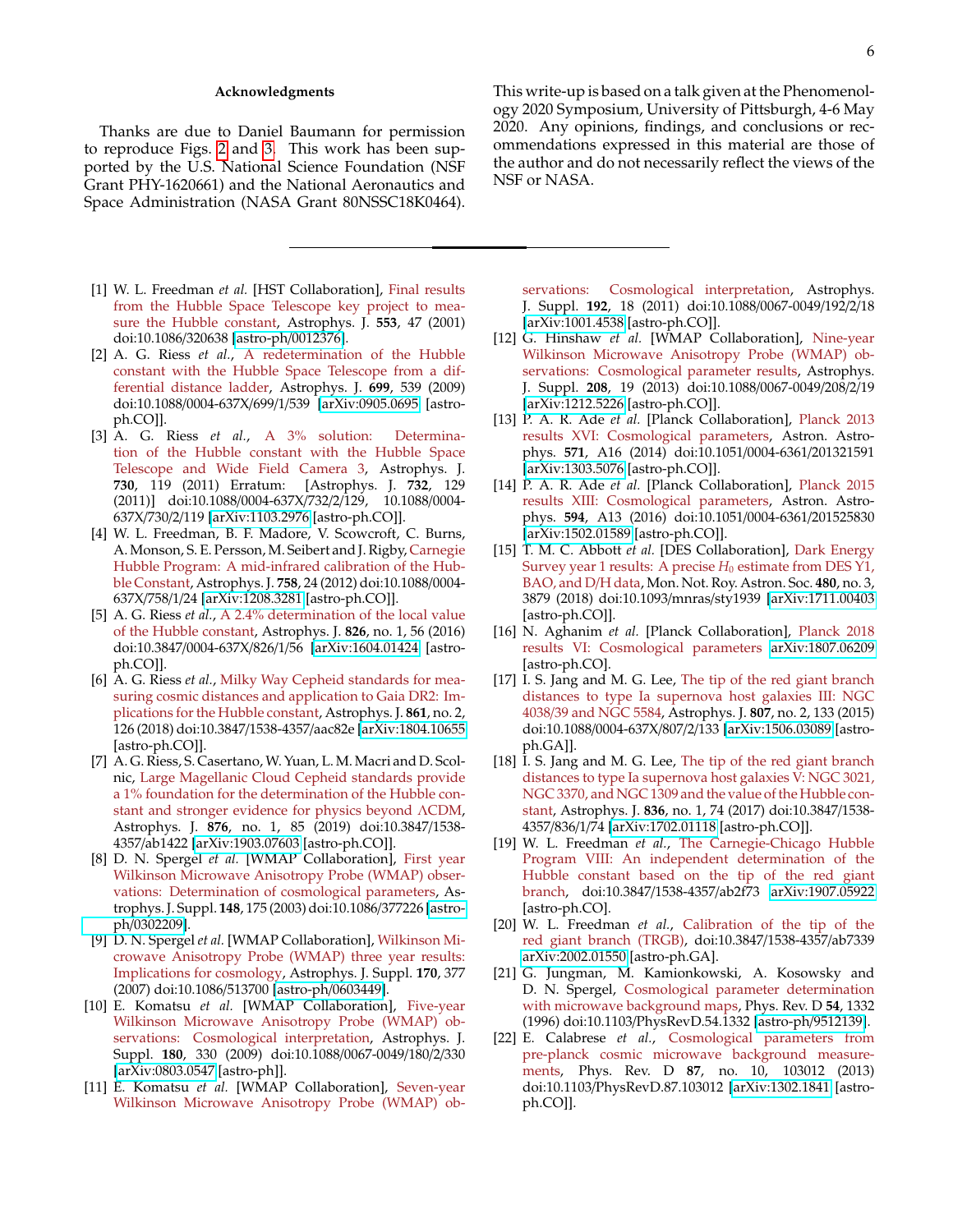## Acknowledgments

Thanks are due to Daniel Baumann for permission to reproduce Figs. 2 and 3. This work has been supported by the U.S. National Science Foundation (NSF Grant PHY-1620661) and the National Aeronautics and Space Administration (NASA Grant 80NSSC18K0464).

This write-up is based on a talk given at the Phenomenology 2020 Symposium, University of Pittsburgh, 4-6 May 2020. Any opinions, findings, and conclusions or recommendations expressed in this material are those of the author and do not necessarily reflect the views of the NSF or NASA.

---

[1] W. L. Freedman *et al.* [HST Collaboration], Final results from the Hubble Space Telescope key project to measure the Hubble constant, Astrophys. J. **553**, 47 (2001) doi:10.1086/320638 [astro-ph/0012376].

[2] A. G. Riess *et al.*, A redetermination of the Hubble constant with the Hubble Space Telescope from a differential distance ladder, Astrophys. J. **699**, 539 (2009) doi:10.1088/0004-637X/699/1/539 [arXiv:0905.0695 [astro-ph.CO]].

[3] A. G. Riess *et al.*, A 3% solution: Determination of the Hubble constant with the Hubble Space Telescope and Wide Field Camera 3, Astrophys. J. **730**, 119 (2011) Erratum: [Astrophys. J. **732**, 129 (2011)] doi:10.1088/0004-637X/732/2/129, 10.1088/0004-637X/730/2/119 [arXiv:1103.2976 [astro-ph.CO]].

[4] W. L. Freedman, B. F. Madore, V. Scowcroft, C. Burns, A. Monson, S. E. Persson, M. Seibert and J. Rigby, Carnegie Hubble Program: A mid-infrared calibration of the Hubble Constant, Astrophys. J. **758**, 24 (2012) doi:10.1088/0004-637X/758/1/24 [arXiv:1208.3281 [astro-ph.CO]].

[5] A. G. Riess *et al.*, A 2.4% determination of the local value of the Hubble constant, Astrophys. J. **826**, no. 1, 56 (2016) doi:10.3847/0004-637X/826/1/56 [arXiv:1604.01424 [astro-ph.CO]].

[6] A. G. Riess *et al.*, Milky Way Cepheid standards for measuring cosmic distances and application to Gaia DR2: Implications for the Hubble constant, Astrophys. J. **861**, no. 2, 126 (2018) doi:10.3847/1538-4357/aac82e [arXiv:1804.10655 [astro-ph.CO]].

[7] A. G. Riess, S. Casertano, W. Yuan, L. M. Macri and D. Scolnic, Large Magellanic Cloud Cepheid standards provide a 1% foundation for the determination of the Hubble constant and stronger evidence for physics beyond ΛCDM, Astrophys. J. **876**, no. 1, 85 (2019) doi:10.3847/1538-4357/ab1422 [arXiv:1903.07603 [astro-ph.CO]].

[8] D. N. Spergel *et al.* [WMAP Collaboration], First year Wilkinson Microwave Anisotropy Probe (WMAP) observations: Determination of cosmological parameters, Astrophys. J. Suppl. **148**, 175 (2003) doi:10.1086/377226 [astro-ph/0302209].

[9] D. N. Spergel *et al.* [WMAP Collaboration], Wilkinson Microwave Anisotropy Probe (WMAP) three year results: Implications for cosmology, Astrophys. J. Suppl. **170**, 377 (2007) doi:10.1086/513700 [astro-ph/0603449].

[10] E. Komatsu *et al.* [WMAP Collaboration], Five-year Wilkinson Microwave Anisotropy Probe (WMAP) observations: Cosmological interpretation, Astrophys. J. Suppl. **180**, 330 (2009) doi:10.1088/0067-0049/180/2/330 [arXiv:0803.0547 [astro-ph]].

[11] E. Komatsu *et al.* [WMAP Collaboration], Seven-year Wilkinson Microwave Anisotropy Probe (WMAP) observations: Cosmological interpretation, Astrophys. J. Suppl. **192**, 18 (2011) doi:10.1088/0067-0049/192/2/18 [arXiv:1001.4538 [astro-ph.CO]].

[12] G. Hinshaw *et al.* [WMAP Collaboration], Nine-year Wilkinson Microwave Anisotropy Probe (WMAP) observations: Cosmological parameter results, Astrophys. J. Suppl. **208**, 19 (2013) doi:10.1088/0067-0049/208/2/19 [arXiv:1212.5226 [astro-ph.CO]].

[13] P. A. R. Ade *et al.* [Planck Collaboration], Planck 2013 results XVI: Cosmological parameters, Astron. Astrophys. **571**, A16 (2014) doi:10.1051/0004-6361/201321591 [arXiv:1303.5076 [astro-ph.CO]].

[14] P. A. R. Ade *et al.* [Planck Collaboration], Planck 2015 results XIII: Cosmological parameters, Astron. Astrophys. **594**, A13 (2016) doi:10.1051/0004-6361/201525830 [arXiv:1502.01589 [astro-ph.CO]].

[15] T. M. C. Abbott *et al.* [DES Collaboration], Dark Energy Survey year 1 results: A precise $H_0$ estimate from DES Y1, BAO, and D/H data, Mon. Not. Roy. Astron. Soc. **480**, no. 3, 3879 (2018) doi:10.1093/mnras/sty1939 [arXiv:1711.00403 [astro-ph.CO]].

[16] N. Aghanim *et al.* [Planck Collaboration], Planck 2018 results VI: Cosmological parameters arXiv:1807.06209 [astro-ph.CO].

[17] I. S. Jang and M. G. Lee, The tip of the red giant branch distances to type Ia supernova host galaxies III: NGC 4038/39 and NGC 5584, Astrophys. J. **807**, no. 2, 133 (2015) doi:10.1088/0004-637X/807/2/133 [arXiv:1506.03089 [astro-ph.GA]].

[18] I. S. Jang and M. G. Lee, The tip of the red giant branch distances to type Ia supernova host galaxies V: NGC 3021, NGC 3370, and NGC 1309 and the value of the Hubble constant, Astrophys. J. **836**, no. 1, 74 (2017) doi:10.3847/1538-4357/836/1/74 [arXiv:1702.01118 [astro-ph.CO]].

[19] W. L. Freedman *et al.*, The Carnegie-Chicago Hubble Program VIII: An independent determination of the Hubble constant based on the tip of the red giant branch, doi:10.3847/1538-4357/ab2f73 arXiv:1907.05922 [astro-ph.CO].

[20] W. L. Freedman *et al.*, Calibration of the tip of the red giant branch (TRGB), doi:10.3847/1538-4357/ab7339 arXiv:2002.01550 [astro-ph.GA].

[21] G. Jungman, M. Kamionkowski, A. Kosowsky and D. N. Spergel, Cosmological parameter determination with microwave background maps, Phys. Rev. D **54**, 1332 (1996) doi:10.1103/PhysRevD.54.1332 [astro-ph/9512139].

[22] E. Calabrese *et al.*, Cosmological parameters from pre-planck cosmic microwave background measurements, Phys. Rev. D **87**, no. 10, 103012 (2013) doi:10.1103/PhysRevD.87.103012 [arXiv:1302.1841 [astro-ph.CO]].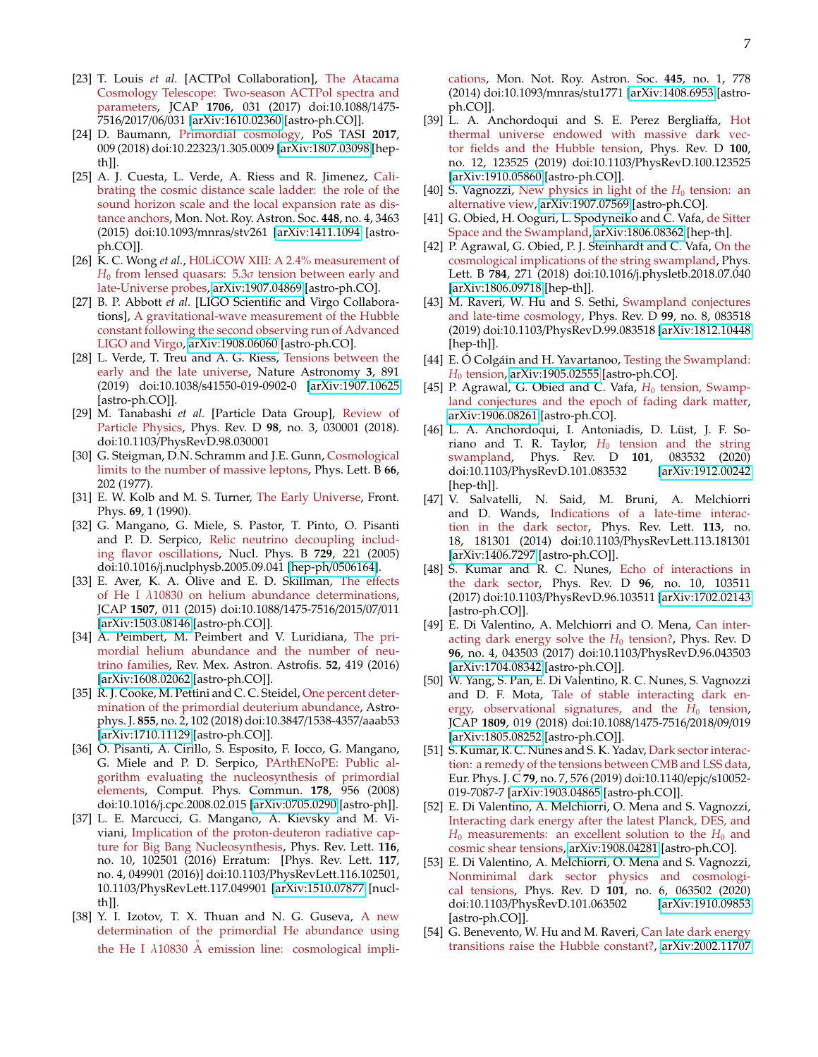[23] T. Louis *et al.* [ACTPol Collaboration], The Atacama Cosmology Telescope: Two-season ACTPol spectra and parameters, JCAP **1706**, 031 (2017) doi:10.1088/1475-7516/2017/06/031 [arXiv:1610.02360 [astro-ph.CO]].

[24] D. Baumann, Primordial cosmology, PoS TASI **2017**, 009 (2018) doi:10.22323/1.305.0009 [arXiv:1807.03098 [hep-th]].

[25] A. J. Cuesta, L. Verde, A. Riess and R. Jimenez, Calibrating the cosmic distance scale ladder: the role of the sound horizon scale and the local expansion rate as distance anchors, Mon. Not. Roy. Astron. Soc. **448**, no. 4, 3463 (2015) doi:10.1093/mnras/stv261 [arXiv:1411.1094 [astro-ph.CO]].

[26] K. C. Wong *et al.*, H0LiCOW XIII: A 2.4% measurement of $H_0$ from lensed quasars: $5.3\sigma$ tension between early and late-Universe probes, arXiv:1907.04869 [astro-ph.CO].

[27] B. P. Abbott *et al.* [LIGO Scientific and Virgo Collaborations], A gravitational-wave measurement of the Hubble constant following the second observing run of Advanced LIGO and Virgo, arXiv:1908.06060 [astro-ph.CO].

[28] L. Verde, T. Treu and A. G. Riess, Tensions between the early and the late universe, Nature Astronomy **3**, 891 (2019) doi:10.1038/s41550-019-0902-0 [arXiv:1907.10625 [astro-ph.CO]].

[29] M. Tanabashi *et al.* [Particle Data Group], Review of Particle Physics, Phys. Rev. D **98**, no. 3, 030001 (2018). doi:10.1103/PhysRevD.98.030001

[30] G. Steigman, D.N. Schramm and J.E. Gunn, Cosmological limits to the number of massive leptons, Phys. Lett. B **66**, 202 (1977).

[31] E. W. Kolb and M. S. Turner, The Early Universe, Front. Phys. **69**, 1 (1990).

[32] G. Mangano, G. Miele, S. Pastor, T. Pinto, O. Pisanti and P. D. Serpico, Relic neutrino decoupling including flavor oscillations, Nucl. Phys. B **729**, 221 (2005) doi:10.1016/j.nuclphysb.2005.09.041 [hep-ph/0506164].

[33] E. Aver, K. A. Olive and E. D. Skillman, The effects of He I $\lambda$10830 on helium abundance determinations, JCAP **1507**, 011 (2015) doi:10.1088/1475-7516/2015/07/011 [arXiv:1503.08146 [astro-ph.CO]].

[34] A. Peimbert, M. Peimbert and V. Luridiana, The primordial helium abundance and the number of neutrino families, Rev. Mex. Astron. Astrofis. **52**, 419 (2016) [arXiv:1608.02062 [astro-ph.CO]].

[35] R. J. Cooke, M. Pettini and C. C. Steidel, One percent determination of the primordial deuterium abundance, Astrophys. J. **855**, no. 2, 102 (2018) doi:10.3847/1538-4357/aaab53 [arXiv:1710.11129 [astro-ph.CO]].

[36] O. Pisanti, A. Cirillo, S. Esposito, F. Iocco, G. Mangano, G. Miele and P. D. Serpico, PArthENoPE: Public algorithm evaluating the nucleosynthesis of primordial elements, Comput. Phys. Commun. **178**, 956 (2008) doi:10.1016/j.cpc.2008.02.015 [arXiv:0705.0290 [astro-ph]].

[37] L. E. Marcucci, G. Mangano, A. Kievsky and M. Viviani, Implication of the proton-deuteron radiative capture for Big Bang Nucleosynthesis, Phys. Rev. Lett. **116**, no. 10, 102501 (2016) Erratum: [Phys. Rev. Lett. **117**, no. 4, 049901 (2016)] doi:10.1103/PhysRevLett.116.102501, 10.1103/PhysRevLett.117.049901 [arXiv:1510.07877 [nucl-th]].

[38] Y. I. Izotov, T. X. Thuan and N. G. Guseva, A new determination of the primordial He abundance using the He I $\lambda$10830 Å emission line: cosmological implications, Mon. Not. Roy. Astron. Soc. **445**, no. 1, 778 (2014) doi:10.1093/mnras/stu1771 [arXiv:1408.6953 [astro-ph.CO]].

[39] L. A. Anchordoqui and S. E. Perez Bergliaffa, Hot thermal universe endowed with massive dark vector fields and the Hubble tension, Phys. Rev. D **100**, no. 12, 123525 (2019) doi:10.1103/PhysRevD.100.123525 [arXiv:1910.05860 [astro-ph.CO]].

[40] S. Vagnozzi, New physics in light of the $H_0$ tension: an alternative view, arXiv:1907.07569 [astro-ph.CO].

[41] G. Obied, H. Ooguri, L. Spodyneiko and C. Vafa, de Sitter Space and the Swampland, arXiv:1806.08362 [hep-th].

[42] P. Agrawal, G. Obied, P. J. Steinhardt and C. Vafa, On the cosmological implications of the string swampland, Phys. Lett. B **784**, 271 (2018) doi:10.1016/j.physletb.2018.07.040 [arXiv:1806.09718 [hep-th]].

[43] M. Raveri, W. Hu and S. Sethi, Swampland conjectures and late-time cosmology, Phys. Rev. D **99**, no. 8, 083518 (2019) doi:10.1103/PhysRevD.99.083518 [arXiv:1812.10448 [hep-th]].

[44] E. Ó Colgáin and H. Yavartanoo, Testing the Swampland: $H_0$ tension, arXiv:1905.02555 [astro-ph.CO].

[45] P. Agrawal, G. Obied and C. Vafa, $H_0$ tension, Swampland conjectures and the epoch of fading dark matter, arXiv:1906.08261 [astro-ph.CO].

[46] L. A. Anchordoqui, I. Antoniadis, D. Lüst, J. F. Soriano and T. R. Taylor, $H_0$ tension and the string swampland, Phys. Rev. D **101**, 083532 (2020) doi:10.1103/PhysRevD.101.083532 [arXiv:1912.00242 [hep-th]].

[47] V. Salvatelli, N. Said, M. Bruni, A. Melchiorri and D. Wands, Indications of a late-time interaction in the dark sector, Phys. Rev. Lett. **113**, no. 18, 181301 (2014) doi:10.1103/PhysRevLett.113.181301 [arXiv:1406.7297 [astro-ph.CO]].

[48] S. Kumar and R. C. Nunes, Echo of interactions in the dark sector, Phys. Rev. D **96**, no. 10, 103511 (2017) doi:10.1103/PhysRevD.96.103511 [arXiv:1702.02143 [astro-ph.CO]].

[49] E. Di Valentino, A. Melchiorri and O. Mena, Can interacting dark energy solve the $H_0$ tension?, Phys. Rev. D **96**, no. 4, 043503 (2017) doi:10.1103/PhysRevD.96.043503 [arXiv:1704.08342 [astro-ph.CO]].

[50] W. Yang, S. Pan, E. Di Valentino, R. C. Nunes, S. Vagnozzi and D. F. Mota, Tale of stable interacting dark energy, observational signatures, and the $H_0$ tension, JCAP **1809**, 019 (2018) doi:10.1088/1475-7516/2018/09/019 [arXiv:1805.08252 [astro-ph.CO]].

[51] S. Kumar, R. C. Nunes and S. K. Yadav, Dark sector interaction: a remedy of the tensions between CMB and LSS data, Eur. Phys. J. C **79**, no. 7, 576 (2019) doi:10.1140/epjc/s10052-019-7087-7 [arXiv:1903.04865 [astro-ph.CO]].

[52] E. Di Valentino, A. Melchiorri, O. Mena and S. Vagnozzi, Interacting dark energy after the latest Planck, DES, and $H_0$ measurements: an excellent solution to the $H_0$ and cosmic shear tensions, arXiv:1908.04281 [astro-ph.CO].

[53] E. Di Valentino, A. Melchiorri, O. Mena and S. Vagnozzi, Nonminimal dark sector physics and cosmological tensions, Phys. Rev. D **101**, no. 6, 063502 (2020) doi:10.1103/PhysRevD.101.063502 [arXiv:1910.09853 [astro-ph.CO]].

[54] G. Benevento, W. Hu and M. Raveri, Can late dark energy transitions raise the Hubble constant?, arXiv:2002.11707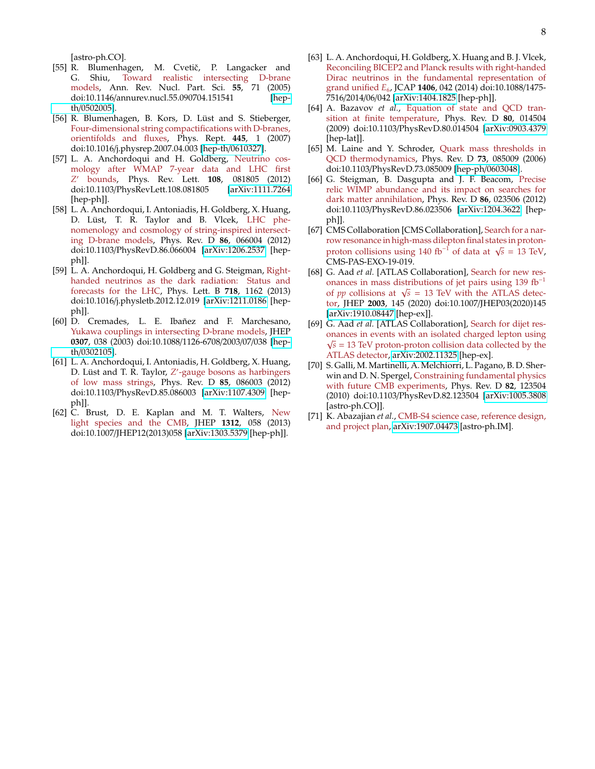[astro-ph.CO].

[55] R. Blumenhagen, M. Cvetič, P. Langacker and G. Shiu, Toward realistic intersecting D-brane models, Ann. Rev. Nucl. Part. Sci. **55**, 71 (2005) doi:10.1146/annurev.nucl.55.090704.151541 [hep-th/0502005].

[56] R. Blumenhagen, B. Kors, D. Lüst and S. Stieberger, Four-dimensional string compactifications with D-branes, orientifolds and fluxes, Phys. Rept. **445**, 1 (2007) doi:10.1016/j.physrep.2007.04.003 [hep-th/0610327].

[57] L. A. Anchordoqui and H. Goldberg, Neutrino cosmology after WMAP 7-year data and LHC first $Z'$ bounds, Phys. Rev. Lett. **108**, 081805 (2012) doi:10.1103/PhysRevLett.108.081805 [arXiv:1111.7264 [hep-ph]].

[58] L. A. Anchordoqui, I. Antoniadis, H. Goldberg, X. Huang, D. Lüst, T. R. Taylor and B. Vlcek, LHC phenomenology and cosmology of string-inspired intersecting D-brane models, Phys. Rev. D **86**, 066004 (2012) doi:10.1103/PhysRevD.86.066004 [arXiv:1206.2537 [hep-ph]].

[59] L. A. Anchordoqui, H. Goldberg and G. Steigman, Right-handed neutrinos as the dark radiation: Status and forecasts for the LHC, Phys. Lett. B **718**, 1162 (2013) doi:10.1016/j.physletb.2012.12.019 [arXiv:1211.0186 [hep-ph]].

[60] D. Cremades, L. E. Ibañez and F. Marchesano, Yukawa couplings in intersecting D-brane models, JHEP **0307**, 038 (2003) doi:10.1088/1126-6708/2003/07/038 [hep-th/0302105].

[61] L. A. Anchordoqui, I. Antoniadis, H. Goldberg, X. Huang, D. Lüst and T. R. Taylor, $Z'$-gauge bosons as harbingers of low mass strings, Phys. Rev. D **85**, 086003 (2012) doi:10.1103/PhysRevD.85.086003 [arXiv:1107.4309 [hep-ph]].

[62] C. Brust, D. E. Kaplan and M. T. Walters, New light species and the CMB, JHEP **1312**, 058 (2013) doi:10.1007/JHEP12(2013)058 [arXiv:1303.5379 [hep-ph]].

[63] L. A. Anchordoqui, H. Goldberg, X. Huang and B. J. Vlcek, Reconciling BICEP2 and Planck results with right-handed Dirac neutrinos in the fundamental representation of grand unified $E_6$, JCAP **1406**, 042 (2014) doi:10.1088/1475-7516/2014/06/042 [arXiv:1404.1825 [hep-ph]].

[64] A. Bazavov *et al.*, Equation of state and QCD transition at finite temperature, Phys. Rev. D **80**, 014504 (2009) doi:10.1103/PhysRevD.80.014504 [arXiv:0903.4379 [hep-lat]].

[65] M. Laine and Y. Schroder, Quark mass thresholds in QCD thermodynamics, Phys. Rev. D **73**, 085009 (2006) doi:10.1103/PhysRevD.73.085009 [hep-ph/0603048].

[66] G. Steigman, B. Dasgupta and J. F. Beacom, Precise relic WIMP abundance and its impact on searches for dark matter annihilation, Phys. Rev. D **86**, 023506 (2012) doi:10.1103/PhysRevD.86.023506 [arXiv:1204.3622 [hep-ph]].

[67] CMS Collaboration [CMS Collaboration], Search for a narrow resonance in high-mass dilepton final states in proton-proton collisions using 140 $\mathrm{fb}^{-1}$ of data at $\sqrt{s} = 13$ TeV, CMS-PAS-EXO-19-019.

[68] G. Aad *et al.* [ATLAS Collaboration], Search for new resonances in mass distributions of jet pairs using 139 $\mathrm{fb}^{-1}$ of $pp$ collisions at $\sqrt{s} = 13$ TeV with the ATLAS detector, JHEP **2003**, 145 (2020) doi:10.1007/JHEP03(2020)145 [arXiv:1910.08447 [hep-ex]].

[69] G. Aad *et al.* [ATLAS Collaboration], Search for dijet resonances in events with an isolated charged lepton using $\sqrt{s} = 13$ TeV proton-proton collision data collected by the ATLAS detector, arXiv:2002.11325 [hep-ex].

[70] S. Galli, M. Martinelli, A. Melchiorri, L. Pagano, B. D. Sherwin and D. N. Spergel, Constraining fundamental physics with future CMB experiments, Phys. Rev. D **82**, 123504 (2010) doi:10.1103/PhysRevD.82.123504 [arXiv:1005.3808 [astro-ph.CO]].

[71] K. Abazajian *et al.*, CMB-S4 science case, reference design, and project plan, arXiv:1907.04473 [astro-ph.IM].